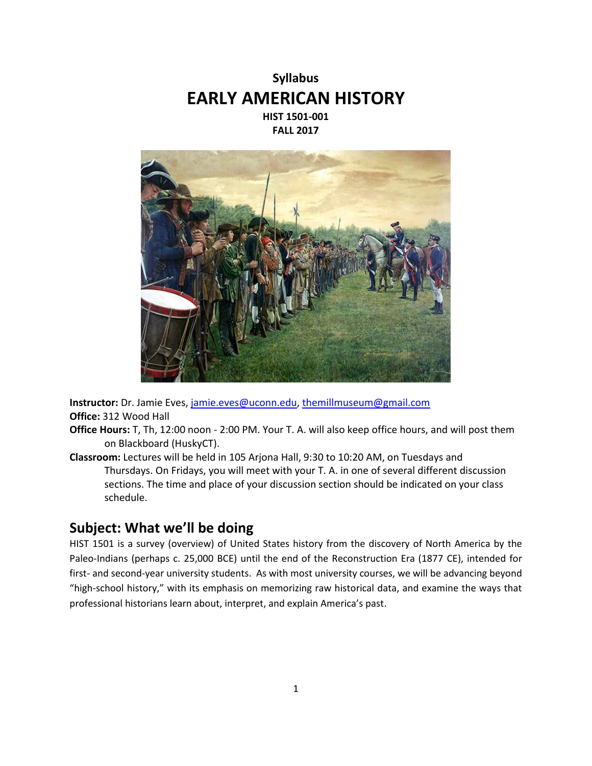**Syllabus**

# EARLY AMERICAN HISTORY

**HIST 1501-001**
**FALL 2017**

**Instructor:** Dr. Jamie Eves, jamie.eves@uconn.edu, themillmuseum@gmail.com
**Office:** 312 Wood Hall
**Office Hours:** T, Th, 12:00 noon - 2:00 PM. Your T. A. will also keep office hours, and will post them on Blackboard (HuskyCT).
**Classroom:** Lectures will be held in 105 Arjona Hall, 9:30 to 10:20 AM, on Tuesdays and Thursdays. On Fridays, you will meet with your T. A. in one of several different discussion sections. The time and place of your discussion section should be indicated on your class schedule.

## Subject: What we'll be doing

HIST 1501 is a survey (overview) of United States history from the discovery of North America by the Paleo-Indians (perhaps c. 25,000 BCE) until the end of the Reconstruction Era (1877 CE), intended for first- and second-year university students. As with most university courses, we will be advancing beyond "high-school history," with its emphasis on memorizing raw historical data, and examine the ways that professional historians learn about, interpret, and explain America's past.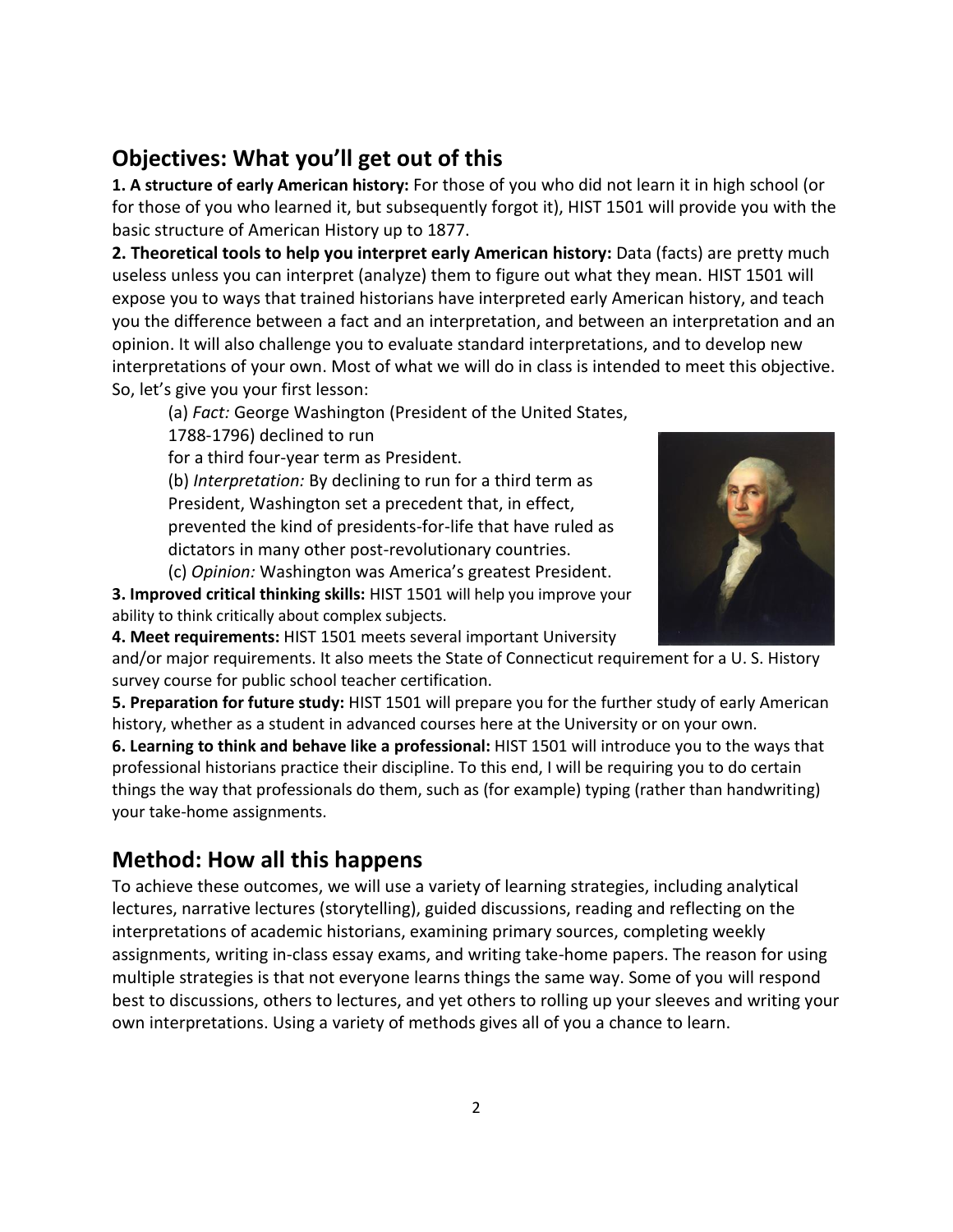## Objectives: What you'll get out of this

**1. A structure of early American history:** For those of you who did not learn it in high school (or for those of you who learned it, but subsequently forgot it), HIST 1501 will provide you with the basic structure of American History up to 1877.

**2. Theoretical tools to help you interpret early American history:** Data (facts) are pretty much useless unless you can interpret (analyze) them to figure out what they mean. HIST 1501 will expose you to ways that trained historians have interpreted early American history, and teach you the difference between a fact and an interpretation, and between an interpretation and an opinion. It will also challenge you to evaluate standard interpretations, and to develop new interpretations of your own. Most of what we will do in class is intended to meet this objective. So, let's give you your first lesson:

(a) *Fact:* George Washington (President of the United States, 1788-1796) declined to run for a third four-year term as President.

(b) *Interpretation:* By declining to run for a third term as President, Washington set a precedent that, in effect, prevented the kind of presidents-for-life that have ruled as dictators in many other post-revolutionary countries.

(c) *Opinion:* Washington was America's greatest President.

**3. Improved critical thinking skills:** HIST 1501 will help you improve your ability to think critically about complex subjects.

**4. Meet requirements:** HIST 1501 meets several important University and/or major requirements. It also meets the State of Connecticut requirement for a U. S. History survey course for public school teacher certification.

**5. Preparation for future study:** HIST 1501 will prepare you for the further study of early American history, whether as a student in advanced courses here at the University or on your own.

**6. Learning to think and behave like a professional:** HIST 1501 will introduce you to the ways that professional historians practice their discipline. To this end, I will be requiring you to do certain things the way that professionals do them, such as (for example) typing (rather than handwriting) your take-home assignments.

## Method: How all this happens

To achieve these outcomes, we will use a variety of learning strategies, including analytical lectures, narrative lectures (storytelling), guided discussions, reading and reflecting on the interpretations of academic historians, examining primary sources, completing weekly assignments, writing in-class essay exams, and writing take-home papers. The reason for using multiple strategies is that not everyone learns things the same way. Some of you will respond best to discussions, others to lectures, and yet others to rolling up your sleeves and writing your own interpretations. Using a variety of methods gives all of you a chance to learn.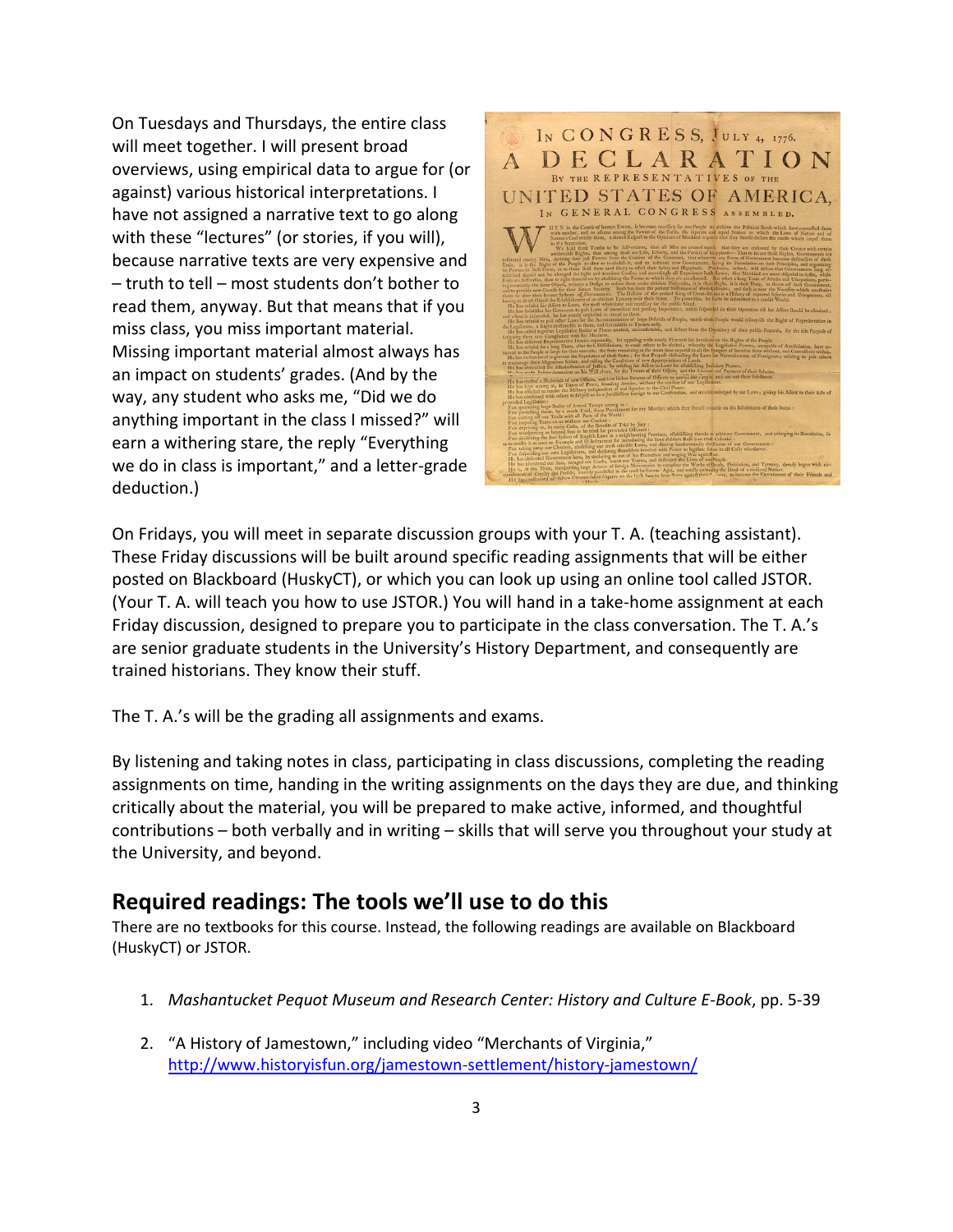On Tuesdays and Thursdays, the entire class will meet together. I will present broad overviews, using empirical data to argue for (or against) various historical interpretations. I have not assigned a narrative text to go along with these "lectures" (or stories, if you will), because narrative texts are very expensive and – truth to tell – most students don't bother to read them, anyway. But that means that if you miss class, you miss important material. Missing important material almost always has an impact on students' grades. (And by the way, any student who asks me, "Did we do anything important in the class I missed?" will earn a withering stare, the reply "Everything we do in class is important," and a letter-grade deduction.)

On Fridays, you will meet in separate discussion groups with your T. A. (teaching assistant). These Friday discussions will be built around specific reading assignments that will be either posted on Blackboard (HuskyCT), or which you can look up using an online tool called JSTOR. (Your T. A. will teach you how to use JSTOR.) You will hand in a take-home assignment at each Friday discussion, designed to prepare you to participate in the class conversation. The T. A.'s are senior graduate students in the University's History Department, and consequently are trained historians. They know their stuff.

The T. A.'s will be the grading all assignments and exams.

By listening and taking notes in class, participating in class discussions, completing the reading assignments on time, handing in the writing assignments on the days they are due, and thinking critically about the material, you will be prepared to make active, informed, and thoughtful contributions – both verbally and in writing – skills that will serve you throughout your study at the University, and beyond.

## Required readings: The tools we'll use to do this

There are no textbooks for this course. Instead, the following readings are available on Blackboard (HuskyCT) or JSTOR.

1. *Mashantucket Pequot Museum and Research Center: History and Culture E-Book*, pp. 5-39
2. "A History of Jamestown," including video "Merchants of Virginia," http://www.historyisfun.org/jamestown-settlement/history-jamestown/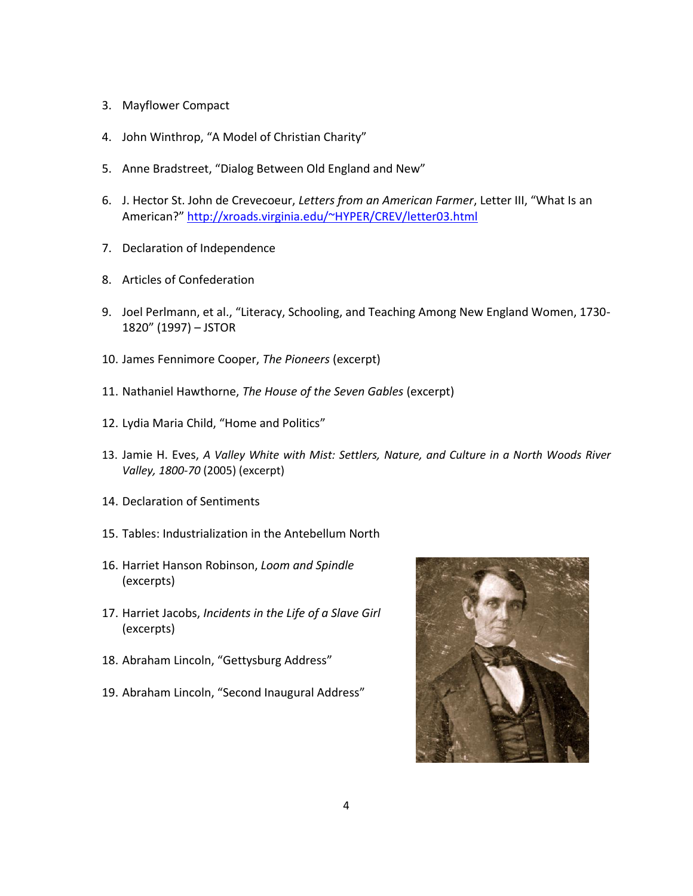3. Mayflower Compact

4. John Winthrop, "A Model of Christian Charity"

5. Anne Bradstreet, "Dialog Between Old England and New"

6. J. Hector St. John de Crevecoeur, *Letters from an American Farmer*, Letter III, "What Is an American?" http://xroads.virginia.edu/~HYPER/CREV/letter03.html

7. Declaration of Independence

8. Articles of Confederation

9. Joel Perlmann, et al., "Literacy, Schooling, and Teaching Among New England Women, 1730-1820" (1997) – JSTOR

10. James Fennimore Cooper, *The Pioneers* (excerpt)

11. Nathaniel Hawthorne, *The House of the Seven Gables* (excerpt)

12. Lydia Maria Child, "Home and Politics"

13. Jamie H. Eves, *A Valley White with Mist: Settlers, Nature, and Culture in a North Woods River Valley, 1800-70* (2005) (excerpt)

14. Declaration of Sentiments

15. Tables: Industrialization in the Antebellum North

16. Harriet Hanson Robinson, *Loom and Spindle* (excerpts)

17. Harriet Jacobs, *Incidents in the Life of a Slave Girl* (excerpts)

18. Abraham Lincoln, "Gettysburg Address"

19. Abraham Lincoln, "Second Inaugural Address"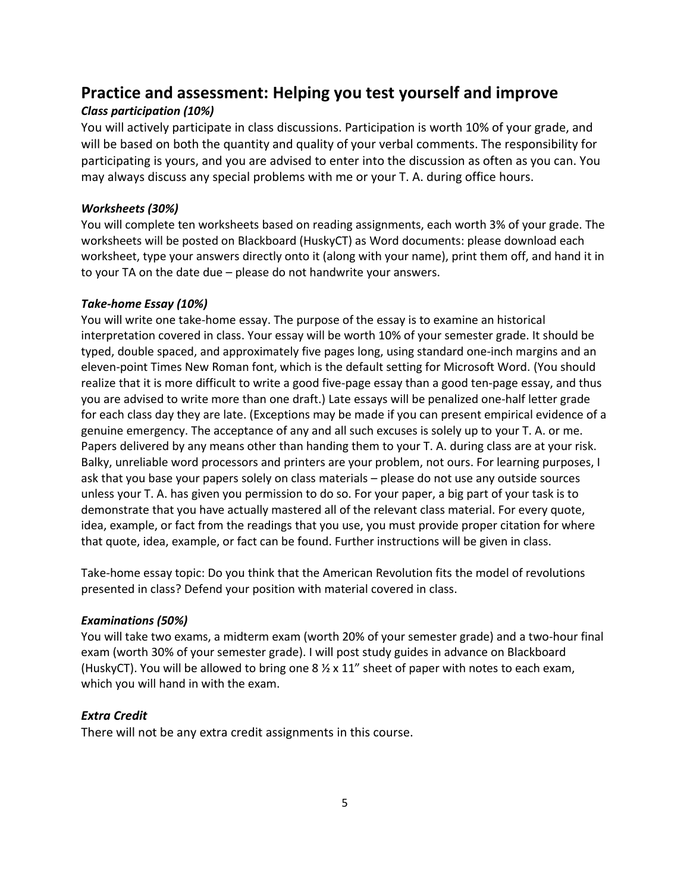## Practice and assessment: Helping you test yourself and improve

***Class participation (10%)***

You will actively participate in class discussions. Participation is worth 10% of your grade, and will be based on both the quantity and quality of your verbal comments. The responsibility for participating is yours, and you are advised to enter into the discussion as often as you can. You may always discuss any special problems with me or your T. A. during office hours.

***Worksheets (30%)***

You will complete ten worksheets based on reading assignments, each worth 3% of your grade. The worksheets will be posted on Blackboard (HuskyCT) as Word documents: please download each worksheet, type your answers directly onto it (along with your name), print them off, and hand it in to your TA on the date due – please do not handwrite your answers.

***Take-home Essay (10%)***

You will write one take-home essay. The purpose of the essay is to examine an historical interpretation covered in class. Your essay will be worth 10% of your semester grade. It should be typed, double spaced, and approximately five pages long, using standard one-inch margins and an eleven-point Times New Roman font, which is the default setting for Microsoft Word. (You should realize that it is more difficult to write a good five-page essay than a good ten-page essay, and thus you are advised to write more than one draft.) Late essays will be penalized one-half letter grade for each class day they are late. (Exceptions may be made if you can present empirical evidence of a genuine emergency. The acceptance of any and all such excuses is solely up to your T. A. or me. Papers delivered by any means other than handing them to your T. A. during class are at your risk. Balky, unreliable word processors and printers are your problem, not ours. For learning purposes, I ask that you base your papers solely on class materials – please do not use any outside sources unless your T. A. has given you permission to do so. For your paper, a big part of your task is to demonstrate that you have actually mastered all of the relevant class material. For every quote, idea, example, or fact from the readings that you use, you must provide proper citation for where that quote, idea, example, or fact can be found. Further instructions will be given in class.

Take-home essay topic: Do you think that the American Revolution fits the model of revolutions presented in class? Defend your position with material covered in class.

***Examinations (50%)***

You will take two exams, a midterm exam (worth 20% of your semester grade) and a two-hour final exam (worth 30% of your semester grade). I will post study guides in advance on Blackboard (HuskyCT). You will be allowed to bring one 8 ½ x 11" sheet of paper with notes to each exam, which you will hand in with the exam.

***Extra Credit***

There will not be any extra credit assignments in this course.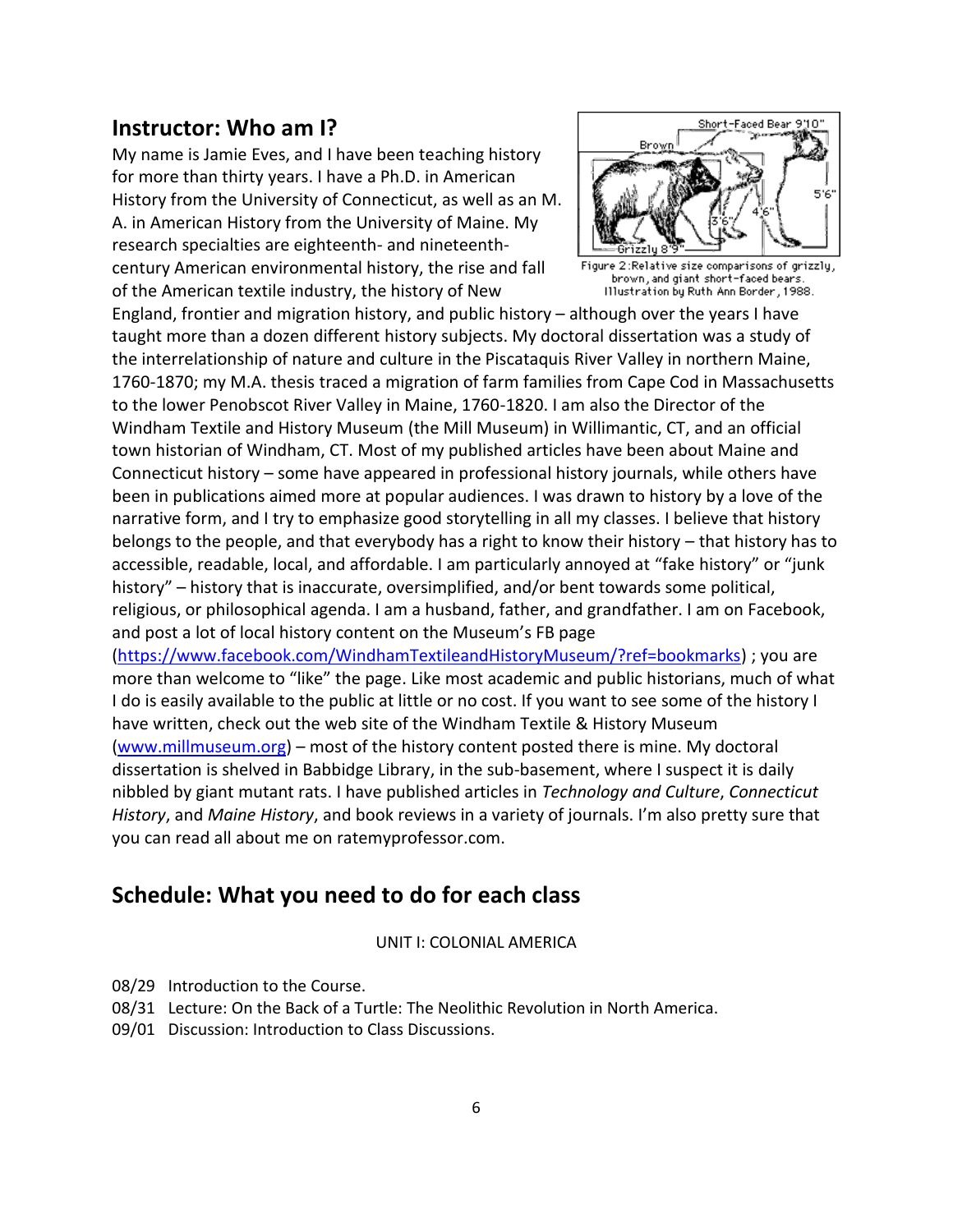## Instructor: Who am I?

My name is Jamie Eves, and I have been teaching history for more than thirty years. I have a Ph.D. in American History from the University of Connecticut, as well as an M. A. in American History from the University of Maine. My research specialties are eighteenth- and nineteenth-century American environmental history, the rise and fall of the American textile industry, the history of New England, frontier and migration history, and public history – although over the years I have taught more than a dozen different history subjects. My doctoral dissertation was a study of the interrelationship of nature and culture in the Piscataquis River Valley in northern Maine, 1760-1870; my M.A. thesis traced a migration of farm families from Cape Cod in Massachusetts to the lower Penobscot River Valley in Maine, 1760-1820. I am also the Director of the Windham Textile and History Museum (the Mill Museum) in Willimantic, CT, and an official town historian of Windham, CT. Most of my published articles have been about Maine and Connecticut history – some have appeared in professional history journals, while others have been in publications aimed more at popular audiences. I was drawn to history by a love of the narrative form, and I try to emphasize good storytelling in all my classes. I believe that history belongs to the people, and that everybody has a right to know their history – that history has to accessible, readable, local, and affordable. I am particularly annoyed at "fake history" or "junk history" – history that is inaccurate, oversimplified, and/or bent towards some political, religious, or philosophical agenda. I am a husband, father, and grandfather. I am on Facebook, and post a lot of local history content on the Museum's FB page (https://www.facebook.com/WindhamTextileandHistoryMuseum/?ref=bookmarks) ; you are more than welcome to "like" the page. Like most academic and public historians, much of what I do is easily available to the public at little or no cost. If you want to see some of the history I have written, check out the web site of the Windham Textile & History Museum (www.millmuseum.org) – most of the history content posted there is mine. My doctoral dissertation is shelved in Babbidge Library, in the sub-basement, where I suspect it is daily nibbled by giant mutant rats. I have published articles in *Technology and Culture*, *Connecticut History*, and *Maine History*, and book reviews in a variety of journals. I'm also pretty sure that you can read all about me on ratemyprofessor.com.

Figure 2: Relative size comparisons of grizzly, brown, and giant short-faced bears. Illustration by Ruth Ann Border, 1988.

## Schedule: What you need to do for each class

UNIT I: COLONIAL AMERICA

08/29 Introduction to the Course.
08/31 Lecture: On the Back of a Turtle: The Neolithic Revolution in North America.
09/01 Discussion: Introduction to Class Discussions.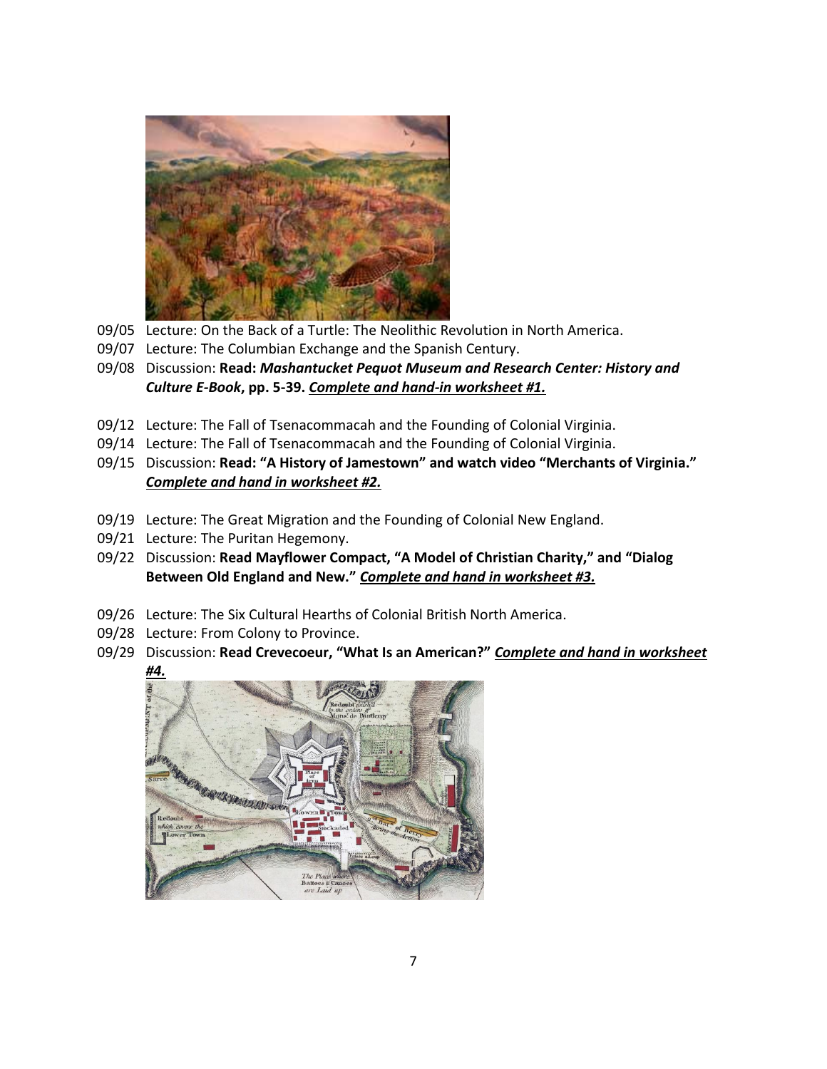09/05 Lecture: On the Back of a Turtle: The Neolithic Revolution in North America.

09/07 Lecture: The Columbian Exchange and the Spanish Century.

09/08 Discussion: **Read: *Mashantucket Pequot Museum and Research Center: History and Culture E-Book*, pp. 5-39.** ***Complete and hand-in worksheet #1.***

09/12 Lecture: The Fall of Tsenacommacah and the Founding of Colonial Virginia.

09/14 Lecture: The Fall of Tsenacommacah and the Founding of Colonial Virginia.

09/15 Discussion: **Read: "A History of Jamestown" and watch video "Merchants of Virginia."** ***Complete and hand in worksheet #2.***

09/19 Lecture: The Great Migration and the Founding of Colonial New England.

09/21 Lecture: The Puritan Hegemony.

09/22 Discussion: **Read Mayflower Compact, "A Model of Christian Charity," and "Dialog Between Old England and New."** ***Complete and hand in worksheet #3.***

09/26 Lecture: The Six Cultural Hearths of Colonial British North America.

09/28 Lecture: From Colony to Province.

09/29 Discussion: **Read Crevecoeur, "What Is an American?"** ***Complete and hand in worksheet #4.***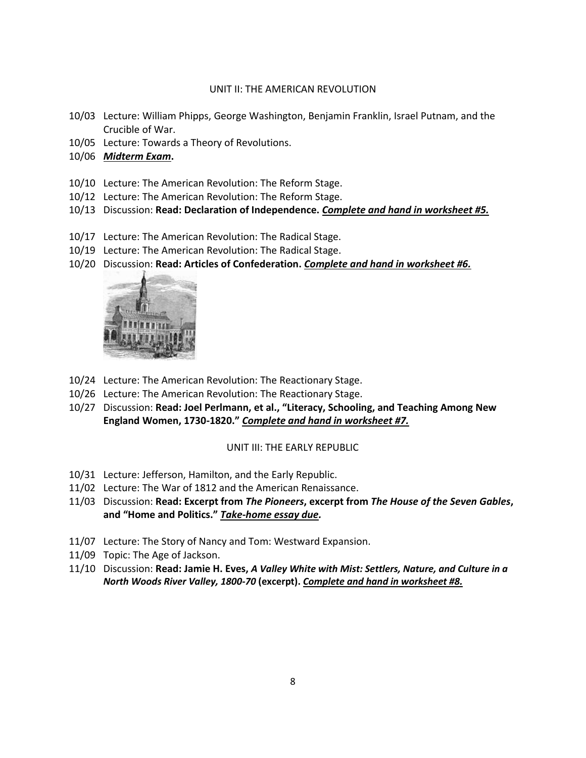## UNIT II: THE AMERICAN REVOLUTION

10/03 Lecture: William Phipps, George Washington, Benjamin Franklin, Israel Putnam, and the Crucible of War.
10/05 Lecture: Towards a Theory of Revolutions.
10/06 ***Midterm Exam*.**

10/10 Lecture: The American Revolution: The Reform Stage.
10/12 Lecture: The American Revolution: The Reform Stage.
10/13 Discussion: **Read: Declaration of Independence. *Complete and hand in worksheet #5.***

10/17 Lecture: The American Revolution: The Radical Stage.
10/19 Lecture: The American Revolution: The Radical Stage.
10/20 Discussion: **Read: Articles of Confederation. *Complete and hand in worksheet #6.***

10/24 Lecture: The American Revolution: The Reactionary Stage.
10/26 Lecture: The American Revolution: The Reactionary Stage.
10/27 Discussion: **Read: Joel Perlmann, et al., "Literacy, Schooling, and Teaching Among New England Women, 1730-1820." *Complete and hand in worksheet #7.***

## UNIT III: THE EARLY REPUBLIC

10/31 Lecture: Jefferson, Hamilton, and the Early Republic.
11/02 Lecture: The War of 1812 and the American Renaissance.
11/03 Discussion: **Read: Excerpt from *The Pioneers*, excerpt from *The House of the Seven Gables*, and "Home and Politics." *Take-home essay due.***

11/07 Lecture: The Story of Nancy and Tom: Westward Expansion.
11/09 Topic: The Age of Jackson.
11/10 Discussion: **Read: Jamie H. Eves, *A Valley White with Mist: Settlers, Nature, and Culture in a North Woods River Valley, 1800-70* (excerpt). *Complete and hand in worksheet #8.***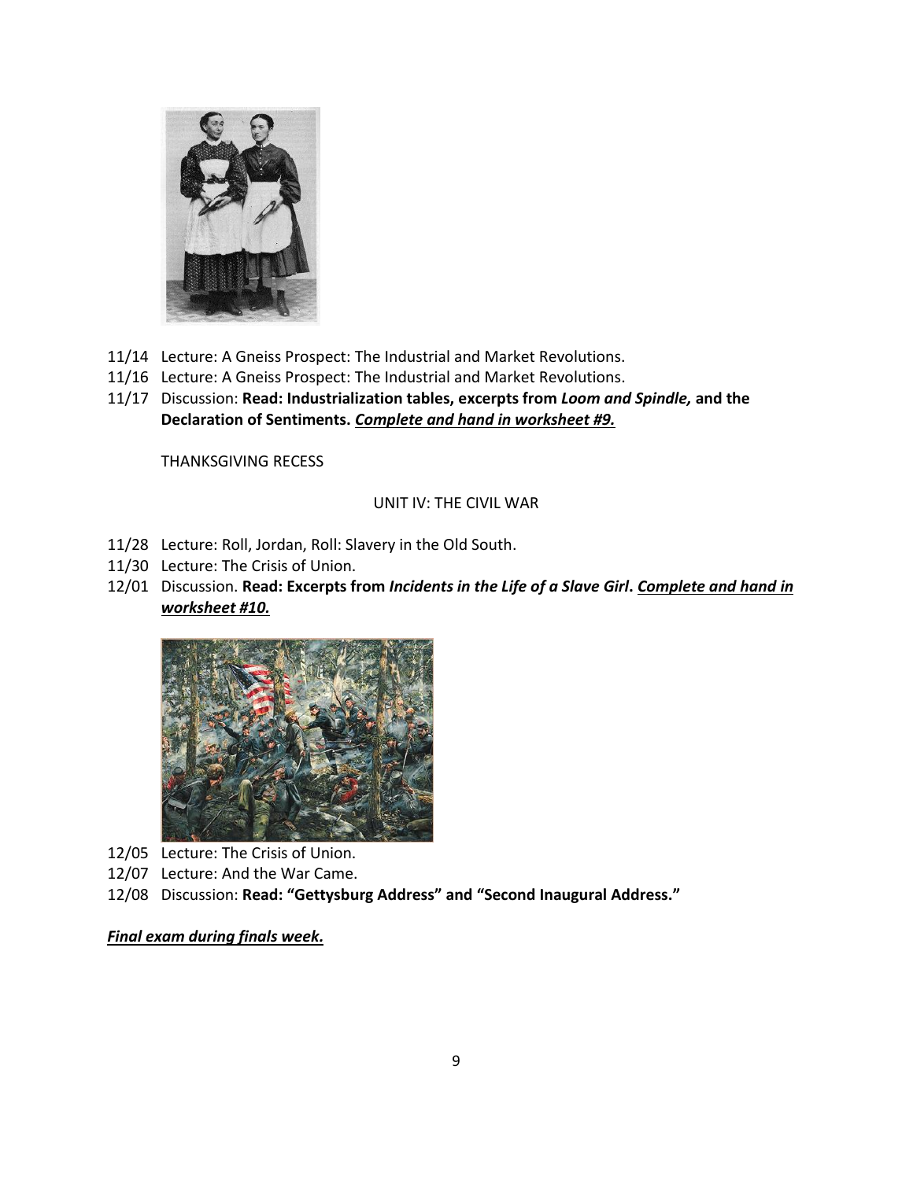- 11/14 Lecture: A Gneiss Prospect: The Industrial and Market Revolutions.
- 11/16 Lecture: A Gneiss Prospect: The Industrial and Market Revolutions.
- 11/17 Discussion: **Read: Industrialization tables, excerpts from *Loom and Spindle,* and the Declaration of Sentiments.** ***<u>Complete and hand in worksheet #9.</u>***

THANKSGIVING RECESS

UNIT IV: THE CIVIL WAR

- 11/28 Lecture: Roll, Jordan, Roll: Slavery in the Old South.
- 11/30 Lecture: The Crisis of Union.
- 12/01 Discussion. **Read: Excerpts from *Incidents in the Life of a Slave Girl*.** ***<u>Complete and hand in worksheet #10.</u>***
- 12/05 Lecture: The Crisis of Union.
- 12/07 Lecture: And the War Came.
- 12/08 Discussion: **Read: "Gettysburg Address" and "Second Inaugural Address."**

***<u>Final exam during finals week.</u>***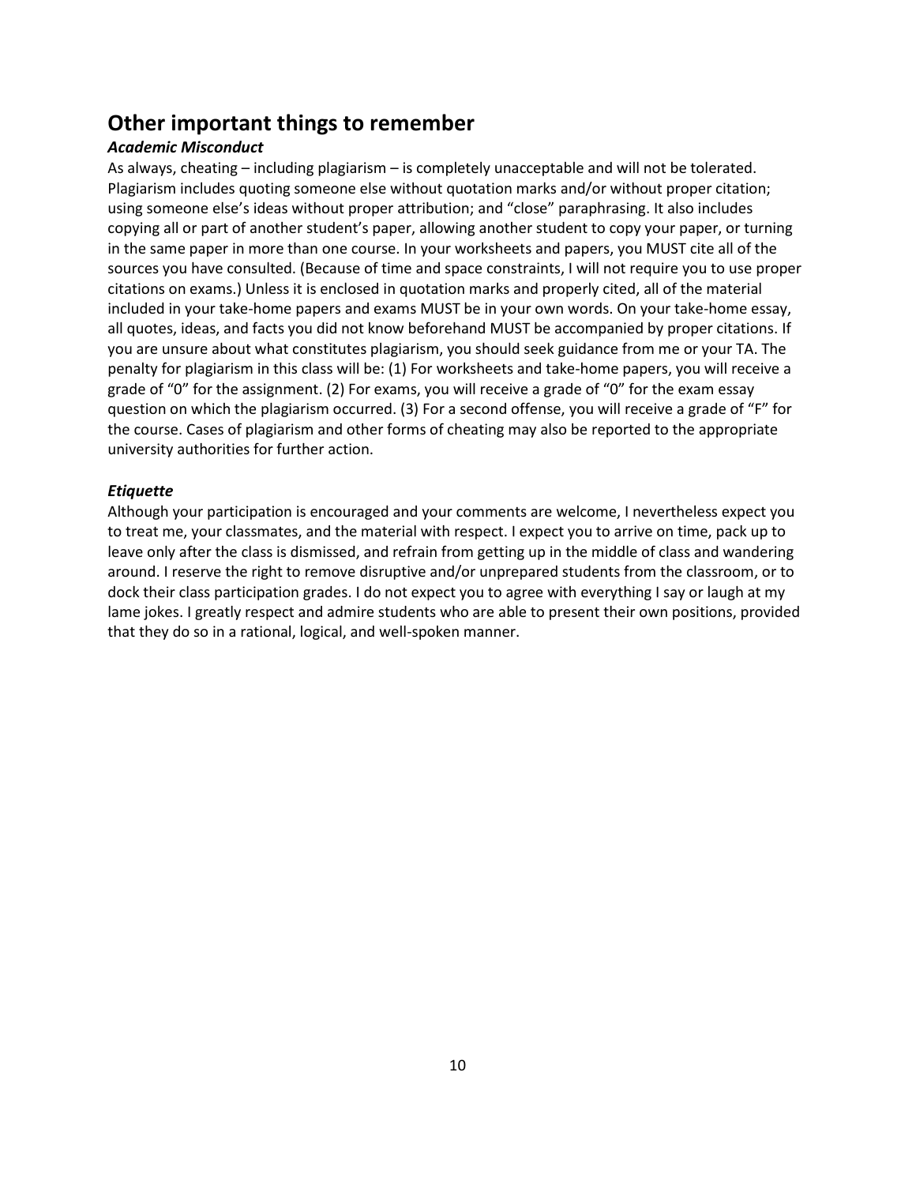## Other important things to remember

### *Academic Misconduct*

As always, cheating – including plagiarism – is completely unacceptable and will not be tolerated. Plagiarism includes quoting someone else without quotation marks and/or without proper citation; using someone else's ideas without proper attribution; and "close" paraphrasing. It also includes copying all or part of another student's paper, allowing another student to copy your paper, or turning in the same paper in more than one course. In your worksheets and papers, you MUST cite all of the sources you have consulted. (Because of time and space constraints, I will not require you to use proper citations on exams.) Unless it is enclosed in quotation marks and properly cited, all of the material included in your take-home papers and exams MUST be in your own words. On your take-home essay, all quotes, ideas, and facts you did not know beforehand MUST be accompanied by proper citations. If you are unsure about what constitutes plagiarism, you should seek guidance from me or your TA. The penalty for plagiarism in this class will be: (1) For worksheets and take-home papers, you will receive a grade of "0" for the assignment. (2) For exams, you will receive a grade of "0" for the exam essay question on which the plagiarism occurred. (3) For a second offense, you will receive a grade of "F" for the course. Cases of plagiarism and other forms of cheating may also be reported to the appropriate university authorities for further action.

### *Etiquette*

Although your participation is encouraged and your comments are welcome, I nevertheless expect you to treat me, your classmates, and the material with respect. I expect you to arrive on time, pack up to leave only after the class is dismissed, and refrain from getting up in the middle of class and wandering around. I reserve the right to remove disruptive and/or unprepared students from the classroom, or to dock their class participation grades. I do not expect you to agree with everything I say or laugh at my lame jokes. I greatly respect and admire students who are able to present their own positions, provided that they do so in a rational, logical, and well-spoken manner.